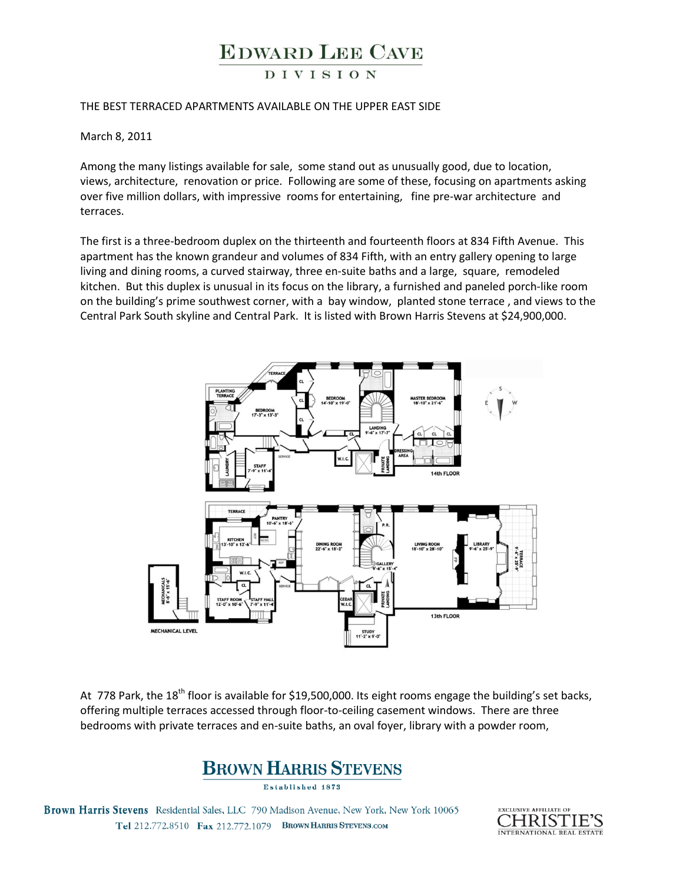# EDWARD LEE CAVE
## DIVISION

THE BEST TERRACED APARTMENTS AVAILABLE ON THE UPPER EAST SIDE

March 8, 2011

Among the many listings available for sale, some stand out as unusually good, due to location, views, architecture, renovation or price. Following are some of these, focusing on apartments asking over five million dollars, with impressive rooms for entertaining, fine pre-war architecture and terraces.

The first is a three-bedroom duplex on the thirteenth and fourteenth floors at 834 Fifth Avenue. This apartment has the known grandeur and volumes of 834 Fifth, with an entry gallery opening to large living and dining rooms, a curved stairway, three en-suite baths and a large, square, remodeled kitchen. But this duplex is unusual in its focus on the library, a furnished and paneled porch-like room on the building's prime southwest corner, with a bay window, planted stone terrace , and views to the Central Park South skyline and Central Park. It is listed with Brown Harris Stevens at $24,900,000.

At 778 Park, the 18th floor is available for $19,500,000. Its eight rooms engage the building's set backs, offering multiple terraces accessed through floor-to-ceiling casement windows. There are three bedrooms with private terraces and en-suite baths, an oval foyer, library with a powder room,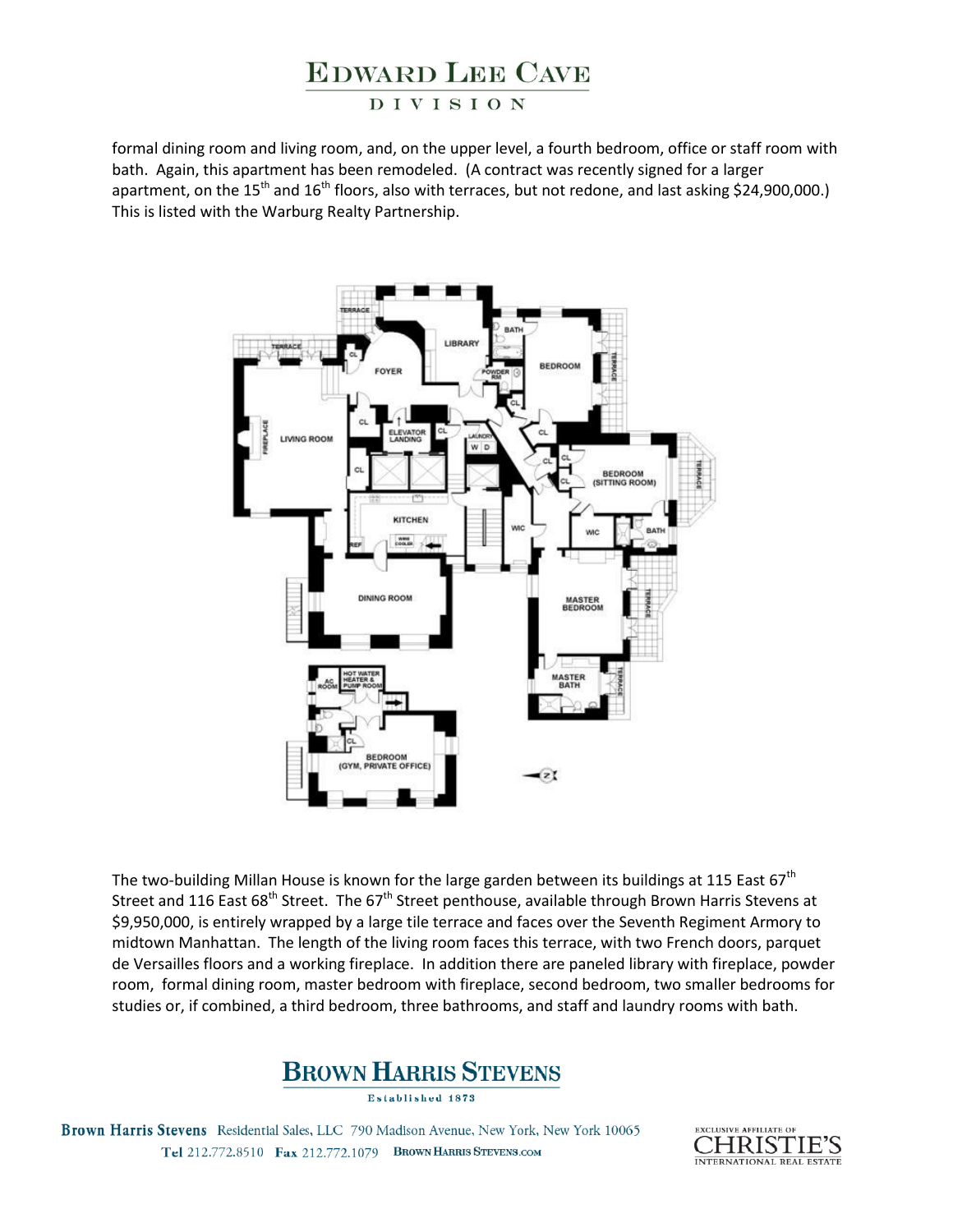formal dining room and living room, and, on the upper level, a fourth bedroom, office or staff room with bath. Again, this apartment has been remodeled. (A contract was recently signed for a larger apartment, on the 15th and 16th floors, also with terraces, but not redone, and last asking $24,900,000.) This is listed with the Warburg Realty Partnership.

The two-building Millan House is known for the large garden between its buildings at 115 East 67th Street and 116 East 68th Street. The 67th Street penthouse, available through Brown Harris Stevens at $9,950,000, is entirely wrapped by a large tile terrace and faces over the Seventh Regiment Armory to midtown Manhattan. The length of the living room faces this terrace, with two French doors, parquet de Versailles floors and a working fireplace. In addition there are paneled library with fireplace, powder room, formal dining room, master bedroom with fireplace, second bedroom, two smaller bedrooms for studies or, if combined, a third bedroom, three bathrooms, and staff and laundry rooms with bath.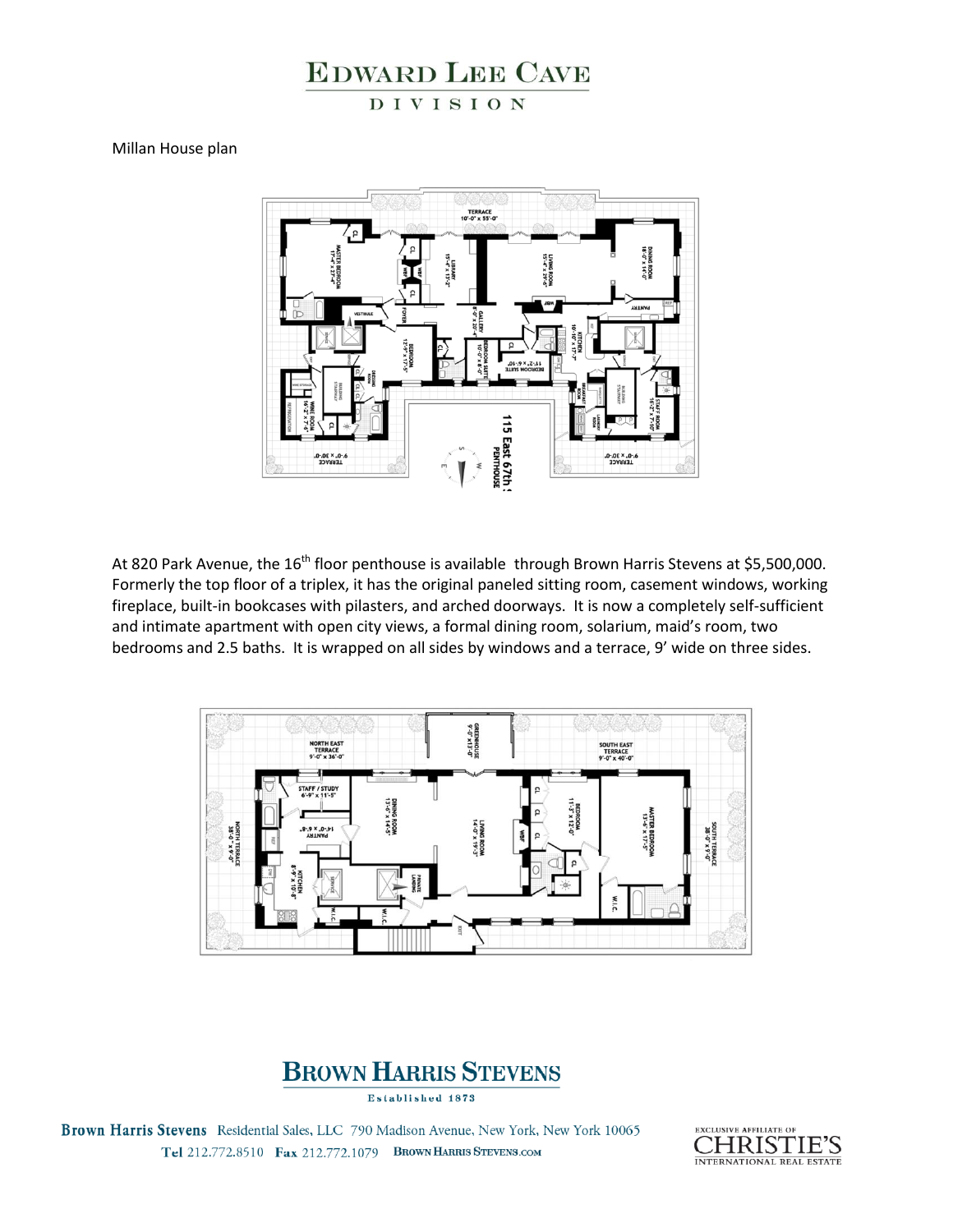# EDWARD LEE CAVE

DIVISION

Millan House plan

At 820 Park Avenue, the 16th floor penthouse is available through Brown Harris Stevens at $5,500,000. Formerly the top floor of a triplex, it has the original paneled sitting room, casement windows, working fireplace, built-in bookcases with pilasters, and arched doorways. It is now a completely self-sufficient and intimate apartment with open city views, a formal dining room, solarium, maid's room, two bedrooms and 2.5 baths. It is wrapped on all sides by windows and a terrace, 9' wide on three sides.

**BROWN HARRIS STEVENS**

Established 1873

Brown Harris Stevens Residential Sales, LLC 790 Madison Avenue, New York, New York 10065
Tel 212.772.8510 Fax 212.772.1079 BROWNHARRISSTEVENS.COM

EXCLUSIVE AFFILIATE OF CHRISTIE'S INTERNATIONAL REAL ESTATE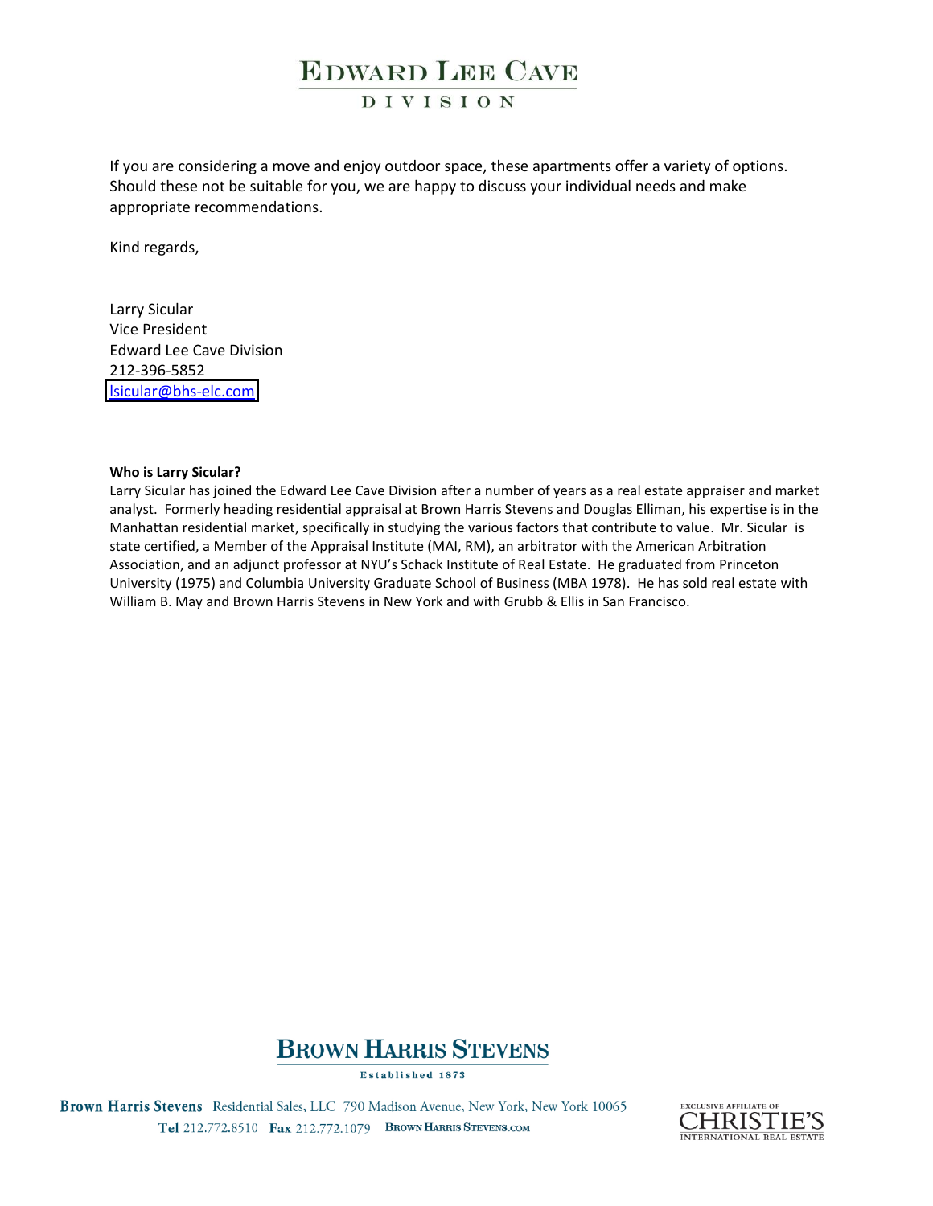# Edward Lee Cave

DIVISION

If you are considering a move and enjoy outdoor space, these apartments offer a variety of options. Should these not be suitable for you, we are happy to discuss your individual needs and make appropriate recommendations.

Kind regards,

Larry Sicular
Vice President
Edward Lee Cave Division
212-396-5852
lsicular@bhs-elc.com

**Who is Larry Sicular?**
Larry Sicular has joined the Edward Lee Cave Division after a number of years as a real estate appraiser and market analyst. Formerly heading residential appraisal at Brown Harris Stevens and Douglas Elliman, his expertise is in the Manhattan residential market, specifically in studying the various factors that contribute to value. Mr. Sicular is state certified, a Member of the Appraisal Institute (MAI, RM), an arbitrator with the American Arbitration Association, and an adjunct professor at NYU's Schack Institute of Real Estate. He graduated from Princeton University (1975) and Columbia University Graduate School of Business (MBA 1978). He has sold real estate with William B. May and Brown Harris Stevens in New York and with Grubb & Ellis in San Francisco.

BROWN HARRIS STEVENS
Established 1873

Brown Harris Stevens Residential Sales, LLC 790 Madison Avenue, New York, New York 10065
Tel 212.772.8510 Fax 212.772.1079 BROWNHARRISSTEVENS.COM

EXCLUSIVE AFFILIATE OF CHRISTIE'S INTERNATIONAL REAL ESTATE